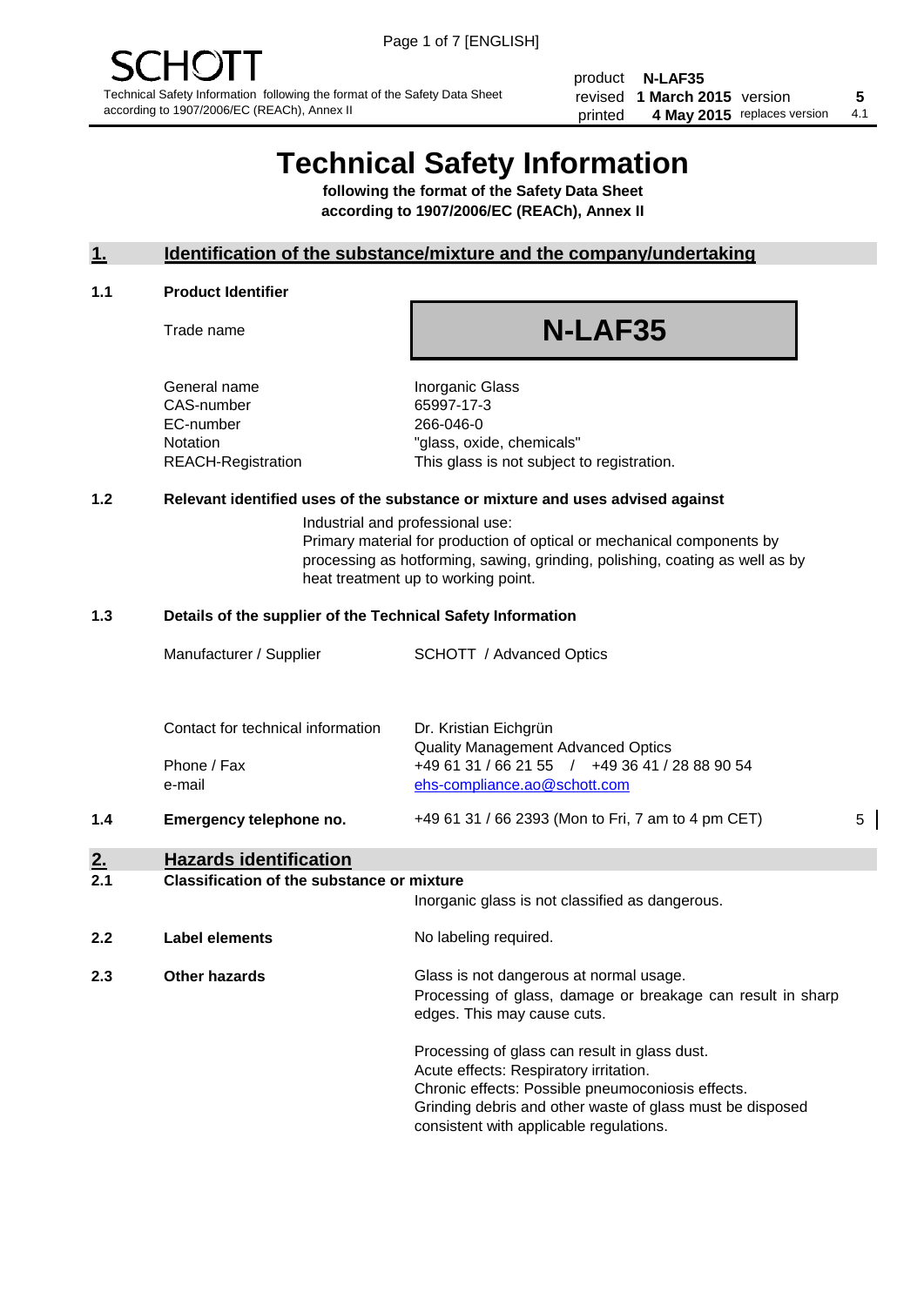SCHOTT

Technical Safety Information following the format of the Safety Data Sheet according to 1907/2006/EC (REACh), Annex II

| product | N-LAF35 | | |
|---|---|---|---|
| revised | 1 March 2015 | version | 5 |
| printed | 4 May 2015 | replaces version | 4.1 |

# Technical Safety Information

**following the format of the Safety Data Sheet according to 1907/2006/EC (REACh), Annex II**

## 1. Identification of the substance/mixture and the company/undertaking

### 1.1 Product Identifier

| | |
|---|---|
| Trade name | **N-LAF35** |
| General name | Inorganic Glass |
| CAS-number | 65997-17-3 |
| EC-number | 266-046-0 |
| Notation | "glass, oxide, chemicals" |
| REACH-Registration | This glass is not subject to registration. |

### 1.2 Relevant identified uses of the substance or mixture and uses advised against

Industrial and professional use:
Primary material for production of optical or mechanical components by processing as hotforming, sawing, grinding, polishing, coating as well as by heat treatment up to working point.

### 1.3 Details of the supplier of the Technical Safety Information

| | |
|---|---|
| Manufacturer / Supplier | SCHOTT / Advanced Optics |
| Contact for technical information | Dr. Kristian Eichgrün<br>Quality Management Advanced Optics |
| Phone / Fax | +49 61 31 / 66 21 55 / +49 36 41 / 28 88 90 54 |
| e-mail | ehs-compliance.ao@schott.com |

### 1.4 Emergency telephone no.

+49 61 31 / 66 2393 (Mon to Fri, 7 am to 4 pm CET) 5

## 2. Hazards identification

### 2.1 Classification of the substance or mixture

Inorganic glass is not classified as dangerous.

### 2.2 Label elements

No labeling required.

### 2.3 Other hazards

Glass is not dangerous at normal usage.
Processing of glass, damage or breakage can result in sharp edges. This may cause cuts.

Processing of glass can result in glass dust.
Acute effects: Respiratory irritation.
Chronic effects: Possible pneumoconiosis effects.
Grinding debris and other waste of glass must be disposed consistent with applicable regulations.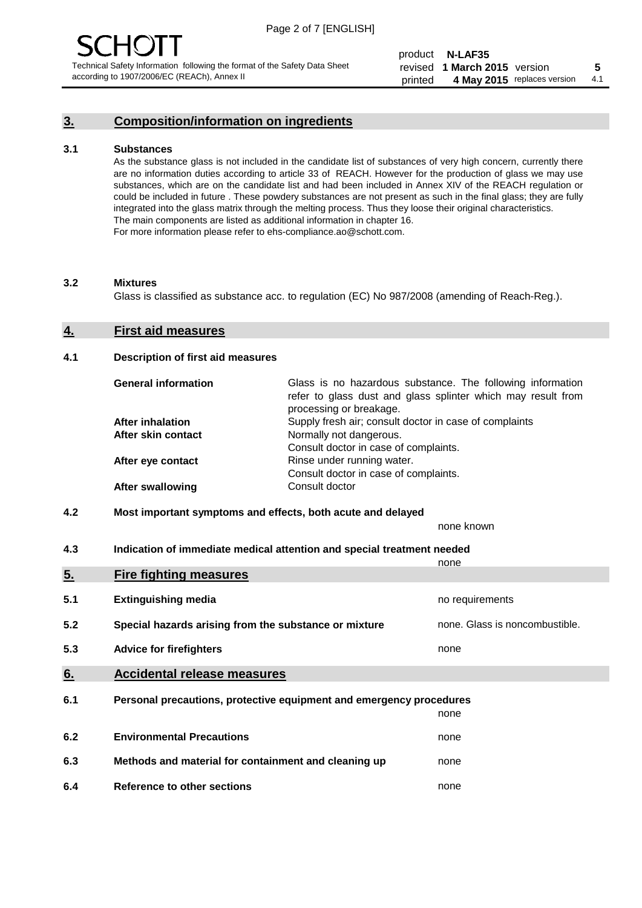## 3. Composition/information on ingredients

### 3.1 Substances

As the substance glass is not included in the candidate list of substances of very high concern, currently there are no information duties according to article 33 of REACH. However for the production of glass we may use substances, which are on the candidate list and had been included in Annex XIV of the REACH regulation or could be included in future . These powdery substances are not present as such in the final glass; they are fully integrated into the glass matrix through the melting process. Thus they loose their original characteristics. The main components are listed as additional information in chapter 16.
For more information please refer to ehs-compliance.ao@schott.com.

### 3.2 Mixtures

Glass is classified as substance acc. to regulation (EC) No 987/2008 (amending of Reach-Reg.).

## 4. First aid measures

### 4.1 Description of first aid measures

| | |
|---|---|
| **General information** | Glass is no hazardous substance. The following information refer to glass dust and glass splinter which may result from processing or breakage. |
| **After inhalation** | Supply fresh air; consult doctor in case of complaints |
| **After skin contact** | Normally not dangerous. Consult doctor in case of complaints. |
| **After eye contact** | Rinse under running water. Consult doctor in case of complaints. |
| **After swallowing** | Consult doctor |

### 4.2 Most important symptoms and effects, both acute and delayed

none known

### 4.3 Indication of immediate medical attention and special treatment needed

none

## 5. Fire fighting measures

| | | |
|---|---|---|
| **5.1** | **Extinguishing media** | no requirements |
| **5.2** | **Special hazards arising from the substance or mixture** | none. Glass is noncombustible. |
| **5.3** | **Advice for firefighters** | none |

## 6. Accidental release measures

| | | |
|---|---|---|
| **6.1** | **Personal precautions, protective equipment and emergency procedures** | none |
| **6.2** | **Environmental Precautions** | none |
| **6.3** | **Methods and material for containment and cleaning up** | none |
| **6.4** | **Reference to other sections** | none |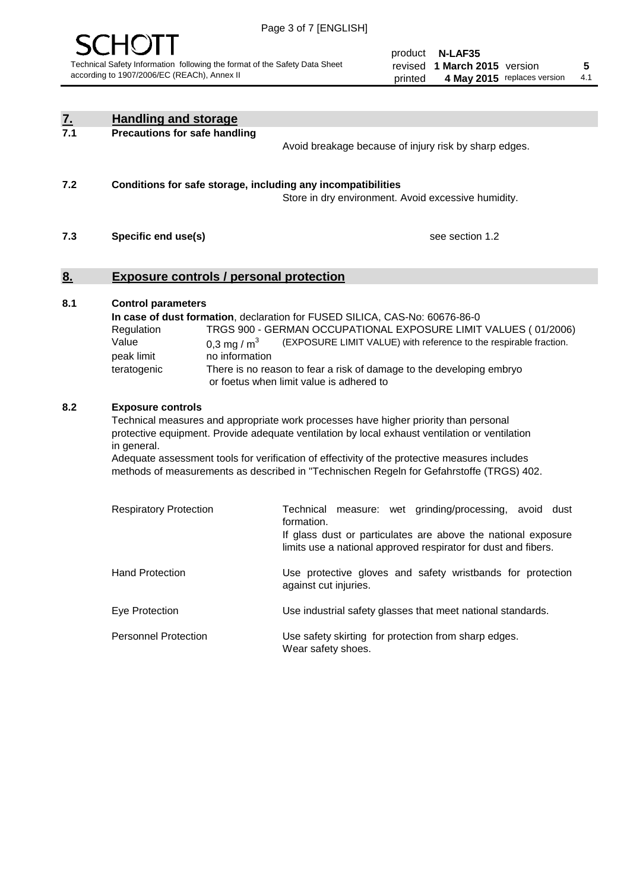## 7. Handling and storage

### 7.1 Precautions for safe handling

Avoid breakage because of injury risk by sharp edges.

### 7.2 Conditions for safe storage, including any incompatibilities

Store in dry environment. Avoid excessive humidity.

### 7.3 Specific end use(s)

see section 1.2

## 8. Exposure controls / personal protection

### 8.1 Control parameters

**In case of dust formation**, declaration for FUSED SILICA, CAS-No: 60676-86-0

| | | |
|---|---|---|
| Regulation | TRGS 900 - GERMAN OCCUPATIONAL EXPOSURE LIMIT VALUES ( 01/2006) | |
| Value | 0,3 mg / m$^3$ | (EXPOSURE LIMIT VALUE) with reference to the respirable fraction. |
| peak limit | no information | |
| teratogenic | There is no reason to fear a risk of damage to the developing embryo or foetus when limit value is adhered to | |

### 8.2 Exposure controls

Technical measures and appropriate work processes have higher priority than personal protective equipment. Provide adequate ventilation by local exhaust ventilation or ventilation in general.

Adequate assessment tools for verification of effectivity of the protective measures includes methods of measurements as described in "Technischen Regeln for Gefahrstoffe (TRGS) 402.

| | |
|---|---|
| Respiratory Protection | Technical measure: wet grinding/processing, avoid dust formation. If glass dust or particulates are above the national exposure limits use a national approved respirator for dust and fibers. |
| Hand Protection | Use protective gloves and safety wristbands for protection against cut injuries. |
| Eye Protection | Use industrial safety glasses that meet national standards. |
| Personnel Protection | Use safety skirting for protection from sharp edges. Wear safety shoes. |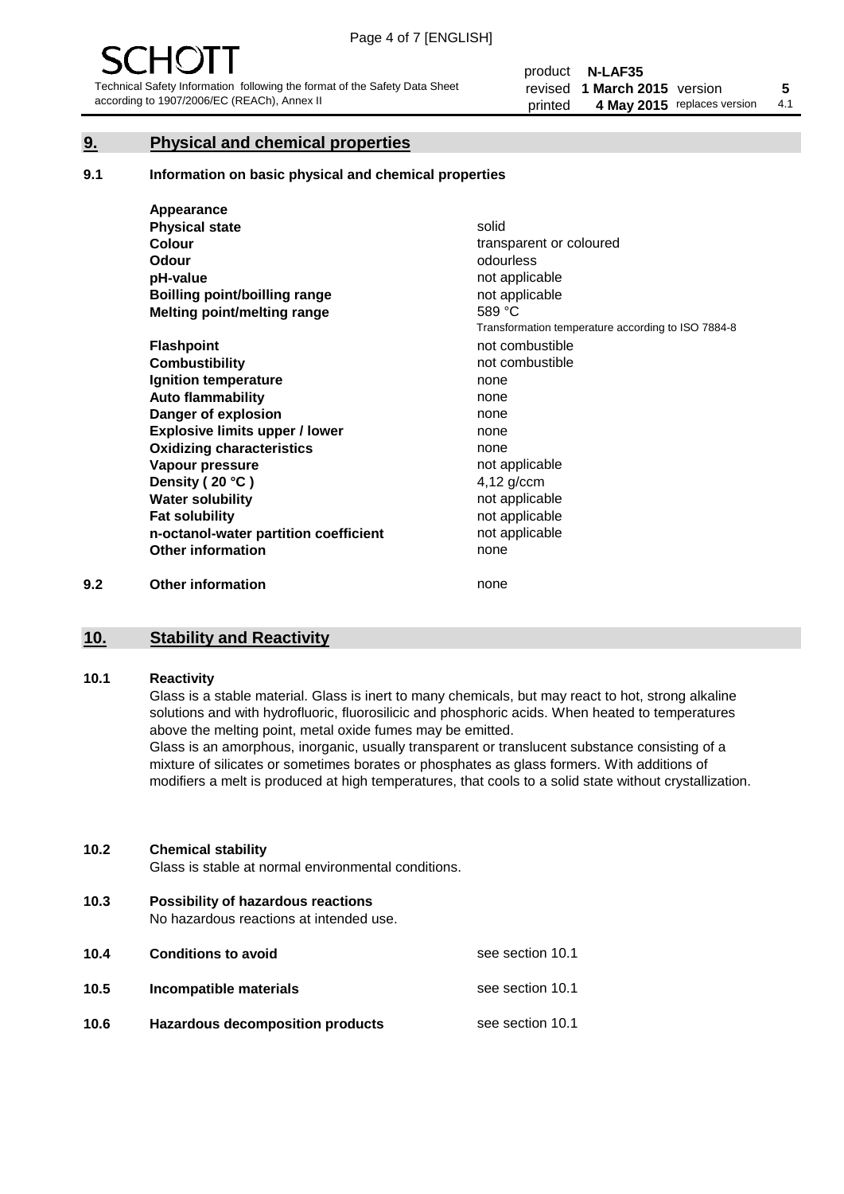## 9. Physical and chemical properties

### 9.1 Information on basic physical and chemical properties

| | |
|---|---|
| **Appearance** | |
| **Physical state** | solid |
| **Colour** | transparent or coloured |
| **Odour** | odourless |
| **pH-value** | not applicable |
| **Boilling point/boilling range** | not applicable |
| **Melting point/melting range** | 589 °C<br>Transformation temperature according to ISO 7884-8 |
| **Flashpoint** | not combustible |
| **Combustibility** | not combustible |
| **Ignition temperature** | none |
| **Auto flammability** | none |
| **Danger of explosion** | none |
| **Explosive limits upper / lower** | none |
| **Oxidizing characteristics** | none |
| **Vapour pressure** | not applicable |
| **Density ( 20 °C )** | 4,12 g/ccm |
| **Water solubility** | not applicable |
| **Fat solubility** | not applicable |
| **n-octanol-water partition coefficient** | not applicable |
| **Other information** | none |

### 9.2 Other information

none

## 10. Stability and Reactivity

### 10.1 Reactivity

Glass is a stable material. Glass is inert to many chemicals, but may react to hot, strong alkaline solutions and with hydrofluoric, fluorosilicic and phosphoric acids. When heated to temperatures above the melting point, metal oxide fumes may be emitted.

Glass is an amorphous, inorganic, usually transparent or translucent substance consisting of a mixture of silicates or sometimes borates or phosphates as glass formers. With additions of modifiers a melt is produced at high temperatures, that cools to a solid state without crystallization.

### 10.2 Chemical stability

Glass is stable at normal environmental conditions.

### 10.3 Possibility of hazardous reactions

No hazardous reactions at intended use.

### 10.4 Conditions to avoid

see section 10.1

### 10.5 Incompatible materials

see section 10.1

### 10.6 Hazardous decomposition products

see section 10.1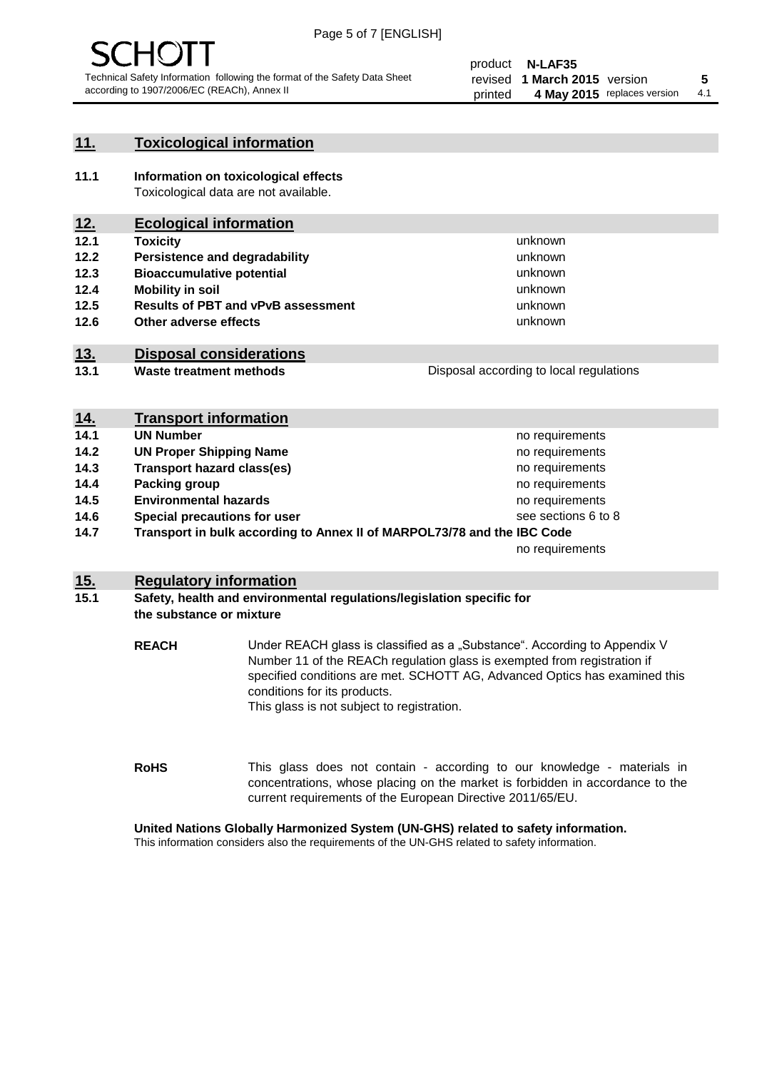## 11. Toxicological information

**11.1 Information on toxicological effects**
Toxicological data are not available.

## 12. Ecological information

| | | |
|---|---|---|
| **12.1** | **Toxicity** | unknown |
| **12.2** | **Persistence and degradability** | unknown |
| **12.3** | **Bioaccumulative potential** | unknown |
| **12.4** | **Mobility in soil** | unknown |
| **12.5** | **Results of PBT and vPvB assessment** | unknown |
| **12.6** | **Other adverse effects** | unknown |

## 13. Disposal considerations

| | | |
|---|---|---|
| **13.1** | **Waste treatment methods** | Disposal according to local regulations |

## 14. Transport information

| | | |
|---|---|---|
| **14.1** | **UN Number** | no requirements |
| **14.2** | **UN Proper Shipping Name** | no requirements |
| **14.3** | **Transport hazard class(es)** | no requirements |
| **14.4** | **Packing group** | no requirements |
| **14.5** | **Environmental hazards** | no requirements |
| **14.6** | **Special precautions for user** | see sections 6 to 8 |
| **14.7** | **Transport in bulk according to Annex II of MARPOL73/78 and the IBC Code** | no requirements |

## 15. Regulatory information

**15.1 Safety, health and environmental regulations/legislation specific for the substance or mixture**

**REACH** Under REACH glass is classified as a „Substance". According to Appendix V Number 11 of the REACh regulation glass is exempted from registration if specified conditions are met. SCHOTT AG, Advanced Optics has examined this conditions for its products.
This glass is not subject to registration.

**RoHS** This glass does not contain - according to our knowledge - materials in concentrations, whose placing on the market is forbidden in accordance to the current requirements of the European Directive 2011/65/EU.

**United Nations Globally Harmonized System (UN-GHS) related to safety information.**
This information considers also the requirements of the UN-GHS related to safety information.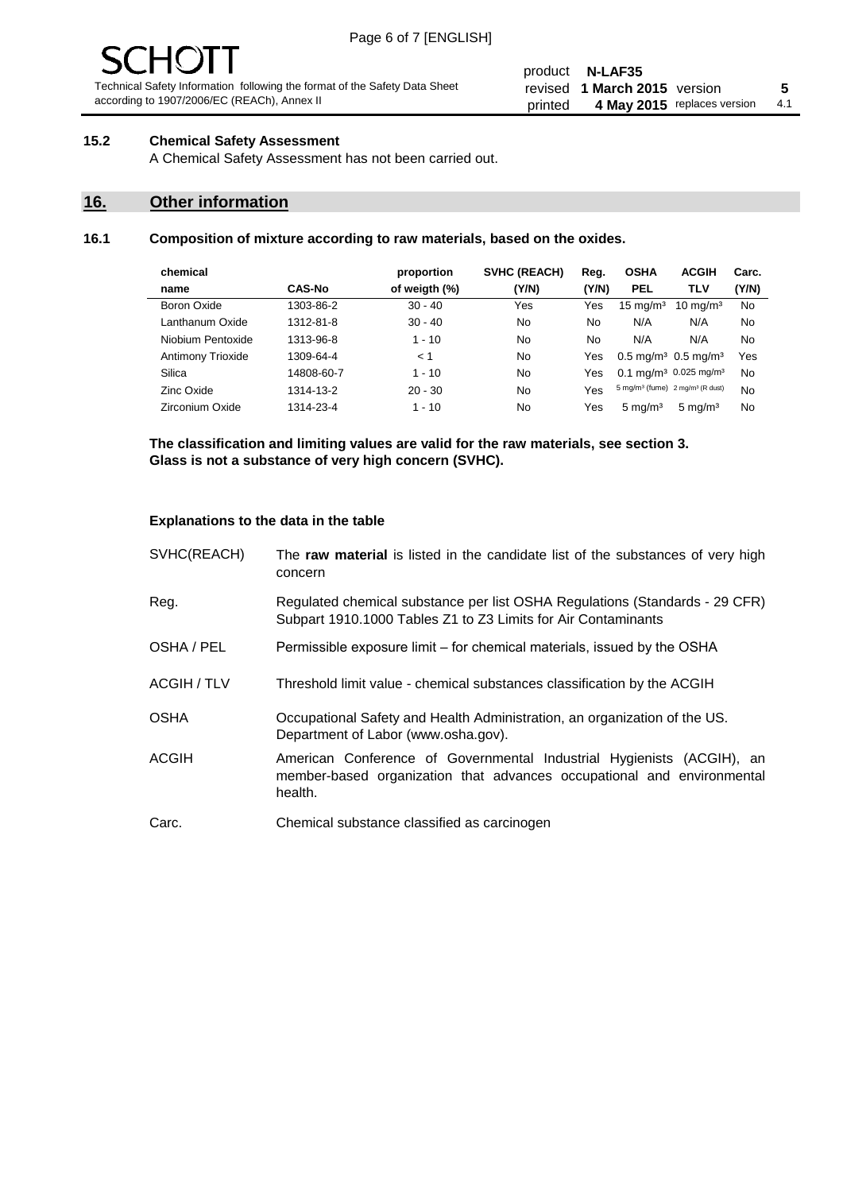### 15.2 Chemical Safety Assessment

A Chemical Safety Assessment has not been carried out.

## 16. Other information

### 16.1 Composition of mixture according to raw materials, based on the oxides.

| chemical name | CAS-No | proportion of weigth (%) | SVHC (REACH) (Y/N) | Reg. (Y/N) | OSHA PEL | ACGIH TLV | Carc. (Y/N) |
|---|---|---|---|---|---|---|---|
| Boron Oxide | 1303-86-2 | 30 - 40 | Yes | Yes | 15 mg/m³ | 10 mg/m³ | No |
| Lanthanum Oxide | 1312-81-8 | 30 - 40 | No | No | N/A | N/A | No |
| Niobium Pentoxide | 1313-96-8 | 1 - 10 | No | No | N/A | N/A | No |
| Antimony Trioxide | 1309-64-4 | < 1 | No | Yes | 0.5 mg/m³ | 0.5 mg/m³ | Yes |
| Silica | 14808-60-7 | 1 - 10 | No | Yes | 0.1 mg/m³ | 0.025 mg/m³ | No |
| Zinc Oxide | 1314-13-2 | 20 - 30 | No | Yes | 5 mg/m³ (fume) | 2 mg/m³ (R dust) | No |
| Zirconium Oxide | 1314-23-4 | 1 - 10 | No | Yes | 5 mg/m³ | 5 mg/m³ | No |

**The classification and limiting values are valid for the raw materials, see section 3.**
**Glass is not a substance of very high concern (SVHC).**

**Explanations to the data in the table**

| | |
|---|---|
| SVHC(REACH) | The **raw material** is listed in the candidate list of the substances of very high concern |
| Reg. | Regulated chemical substance per list OSHA Regulations (Standards - 29 CFR) Subpart 1910.1000 Tables Z1 to Z3 Limits for Air Contaminants |
| OSHA / PEL | Permissible exposure limit – for chemical materials, issued by the OSHA |
| ACGIH / TLV | Threshold limit value - chemical substances classification by the ACGIH |
| OSHA | Occupational Safety and Health Administration, an organization of the US. Department of Labor (www.osha.gov). |
| ACGIH | American Conference of Governmental Industrial Hygienists (ACGIH), an member-based organization that advances occupational and environmental health. |
| Carc. | Chemical substance classified as carcinogen |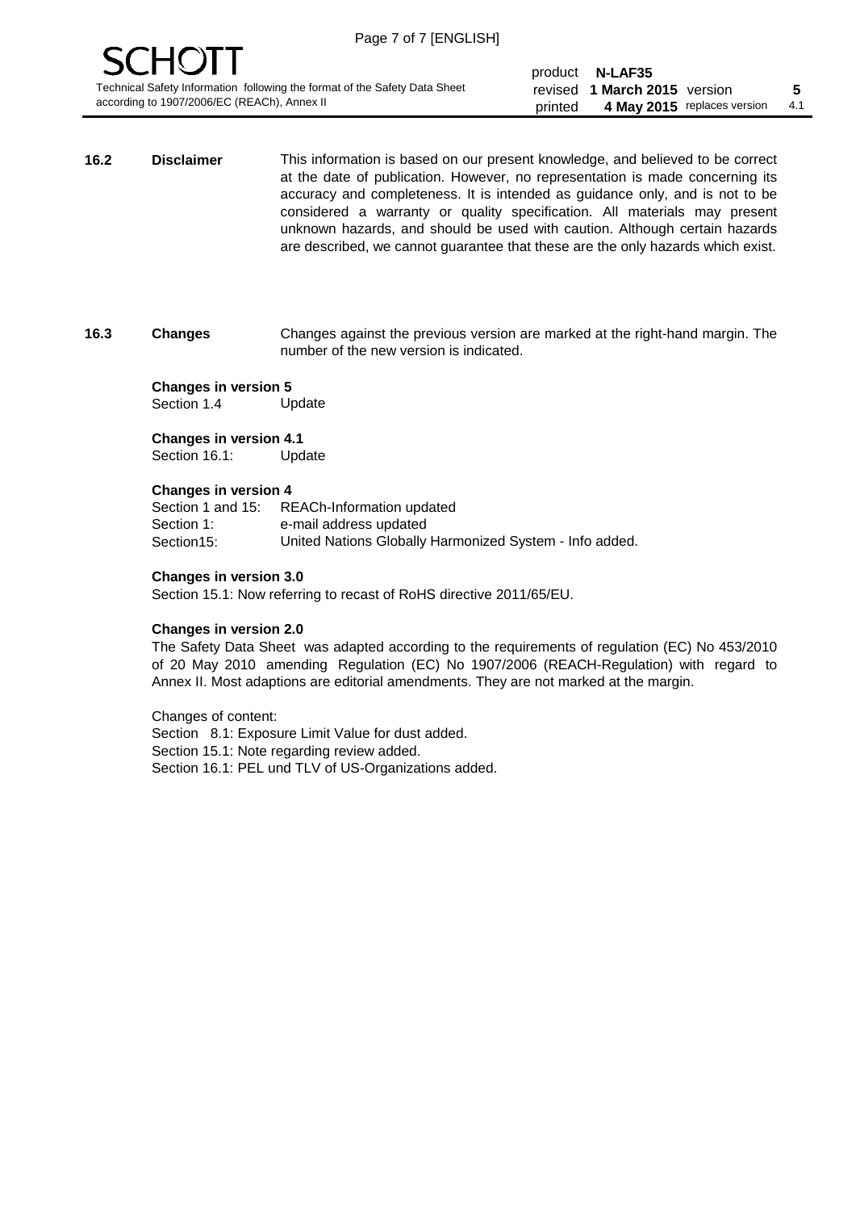**16.2 Disclaimer**

This information is based on our present knowledge, and believed to be correct at the date of publication. However, no representation is made concerning its accuracy and completeness. It is intended as guidance only, and is not to be considered a warranty or quality specification. All materials may present unknown hazards, and should be used with caution. Although certain hazards are described, we cannot guarantee that these are the only hazards which exist.

**16.3 Changes**

Changes against the previous version are marked at the right-hand margin. The number of the new version is indicated.

**Changes in version 5**

Section 1.4 Update

**Changes in version 4.1**

Section 16.1: Update

**Changes in version 4**

| | |
|---|---|
| Section 1 and 15: | REACh-Information updated |
| Section 1: | e-mail address updated |
| Section15: | United Nations Globally Harmonized System - Info added. |

**Changes in version 3.0**

Section 15.1: Now referring to recast of RoHS directive 2011/65/EU.

**Changes in version 2.0**

The Safety Data Sheet was adapted according to the requirements of regulation (EC) No 453/2010 of 20 May 2010 amending Regulation (EC) No 1907/2006 (REACH-Regulation) with regard to Annex II. Most adaptions are editorial amendments. They are not marked at the margin.

Changes of content:
Section 8.1: Exposure Limit Value for dust added.
Section 15.1: Note regarding review added.
Section 16.1: PEL und TLV of US-Organizations added.